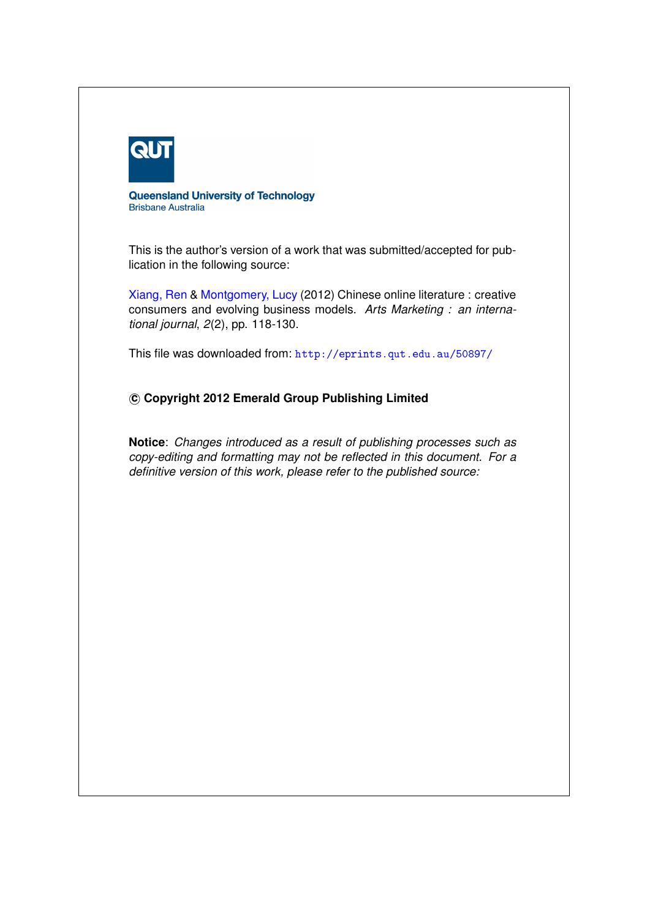Queensland University of Technology
Brisbane Australia

This is the author's version of a work that was submitted/accepted for publication in the following source:

Xiang, Ren & Montgomery, Lucy (2012) Chinese online literature : creative consumers and evolving business models. *Arts Marketing : an international journal*, *2*(2), pp. 118-130.

This file was downloaded from: http://eprints.qut.edu.au/50897/

**© Copyright 2012 Emerald Group Publishing Limited**

**Notice**: *Changes introduced as a result of publishing processes such as copy-editing and formatting may not be reflected in this document. For a definitive version of this work, please refer to the published source:*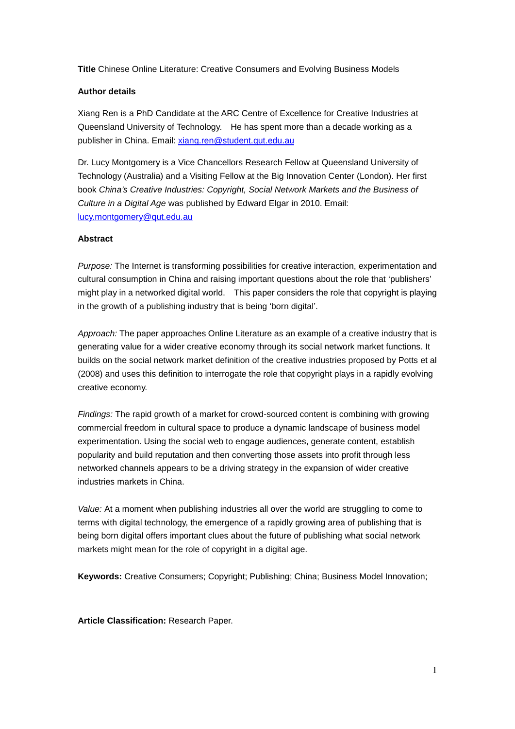**Title** Chinese Online Literature: Creative Consumers and Evolving Business Models

**Author details**

Xiang Ren is a PhD Candidate at the ARC Centre of Excellence for Creative Industries at Queensland University of Technology. He has spent more than a decade working as a publisher in China. Email: xiang.ren@student.qut.edu.au

Dr. Lucy Montgomery is a Vice Chancellors Research Fellow at Queensland University of Technology (Australia) and a Visiting Fellow at the Big Innovation Center (London). Her first book *China's Creative Industries: Copyright, Social Network Markets and the Business of Culture in a Digital Age* was published by Edward Elgar in 2010. Email: lucy.montgomery@qut.edu.au

**Abstract**

*Purpose:* The Internet is transforming possibilities for creative interaction, experimentation and cultural consumption in China and raising important questions about the role that 'publishers' might play in a networked digital world. This paper considers the role that copyright is playing in the growth of a publishing industry that is being 'born digital'.

*Approach:* The paper approaches Online Literature as an example of a creative industry that is generating value for a wider creative economy through its social network market functions. It builds on the social network market definition of the creative industries proposed by Potts et al (2008) and uses this definition to interrogate the role that copyright plays in a rapidly evolving creative economy.

*Findings:* The rapid growth of a market for crowd-sourced content is combining with growing commercial freedom in cultural space to produce a dynamic landscape of business model experimentation. Using the social web to engage audiences, generate content, establish popularity and build reputation and then converting those assets into profit through less networked channels appears to be a driving strategy in the expansion of wider creative industries markets in China.

*Value:* At a moment when publishing industries all over the world are struggling to come to terms with digital technology, the emergence of a rapidly growing area of publishing that is being born digital offers important clues about the future of publishing what social network markets might mean for the role of copyright in a digital age.

**Keywords:** Creative Consumers; Copyright; Publishing; China; Business Model Innovation;

**Article Classification:** Research Paper.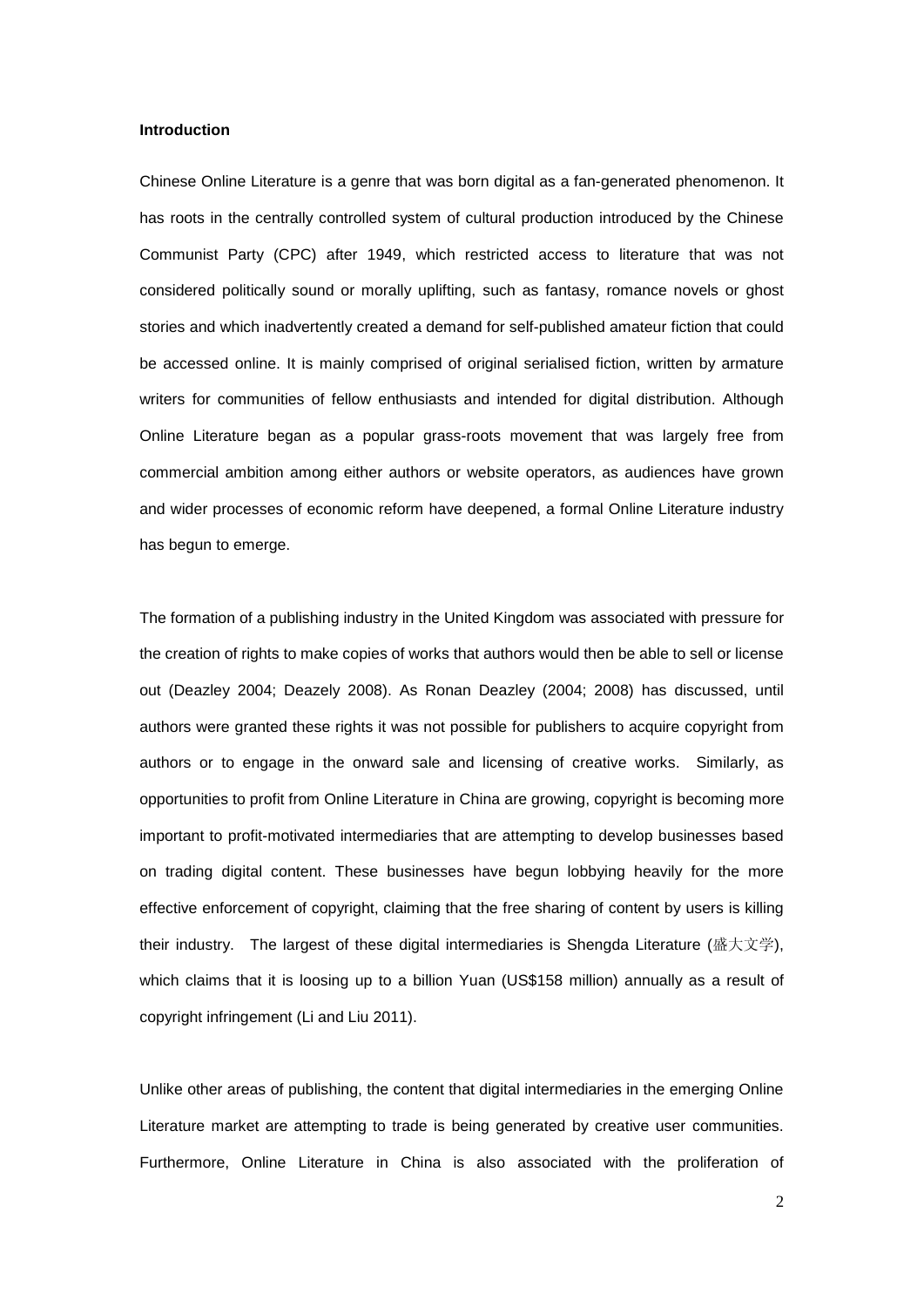**Introduction**

Chinese Online Literature is a genre that was born digital as a fan-generated phenomenon. It has roots in the centrally controlled system of cultural production introduced by the Chinese Communist Party (CPC) after 1949, which restricted access to literature that was not considered politically sound or morally uplifting, such as fantasy, romance novels or ghost stories and which inadvertently created a demand for self-published amateur fiction that could be accessed online. It is mainly comprised of original serialised fiction, written by armature writers for communities of fellow enthusiasts and intended for digital distribution. Although Online Literature began as a popular grass-roots movement that was largely free from commercial ambition among either authors or website operators, as audiences have grown and wider processes of economic reform have deepened, a formal Online Literature industry has begun to emerge.

The formation of a publishing industry in the United Kingdom was associated with pressure for the creation of rights to make copies of works that authors would then be able to sell or license out (Deazley 2004; Deazely 2008). As Ronan Deazley (2004; 2008) has discussed, until authors were granted these rights it was not possible for publishers to acquire copyright from authors or to engage in the onward sale and licensing of creative works. Similarly, as opportunities to profit from Online Literature in China are growing, copyright is becoming more important to profit-motivated intermediaries that are attempting to develop businesses based on trading digital content. These businesses have begun lobbying heavily for the more effective enforcement of copyright, claiming that the free sharing of content by users is killing their industry. The largest of these digital intermediaries is Shengda Literature (盛大文学), which claims that it is loosing up to a billion Yuan (US$158 million) annually as a result of copyright infringement (Li and Liu 2011).

Unlike other areas of publishing, the content that digital intermediaries in the emerging Online Literature market are attempting to trade is being generated by creative user communities. Furthermore, Online Literature in China is also associated with the proliferation of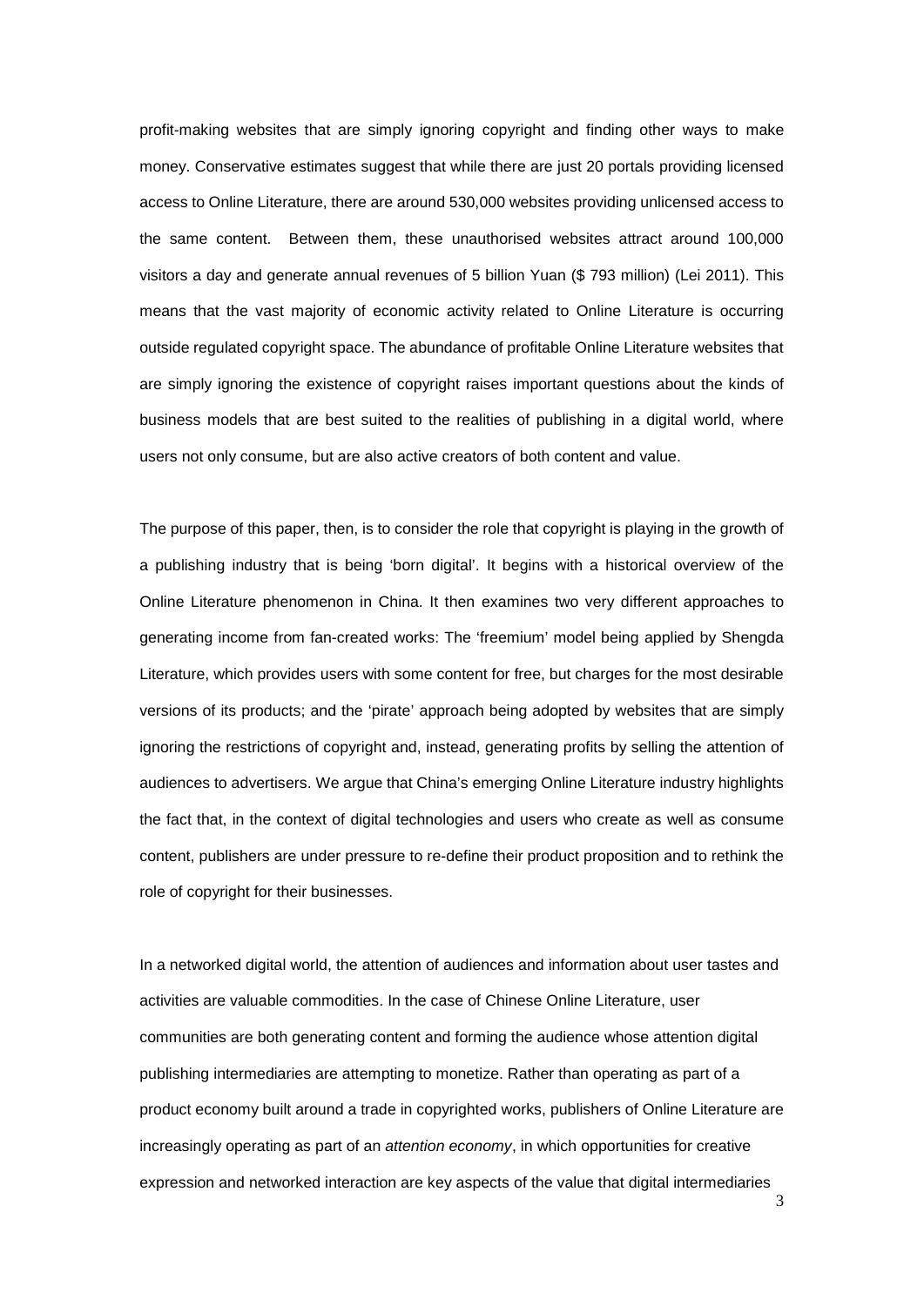profit-making websites that are simply ignoring copyright and finding other ways to make money. Conservative estimates suggest that while there are just 20 portals providing licensed access to Online Literature, there are around 530,000 websites providing unlicensed access to the same content. Between them, these unauthorised websites attract around 100,000 visitors a day and generate annual revenues of 5 billion Yuan ($ 793 million) (Lei 2011). This means that the vast majority of economic activity related to Online Literature is occurring outside regulated copyright space. The abundance of profitable Online Literature websites that are simply ignoring the existence of copyright raises important questions about the kinds of business models that are best suited to the realities of publishing in a digital world, where users not only consume, but are also active creators of both content and value.

The purpose of this paper, then, is to consider the role that copyright is playing in the growth of a publishing industry that is being 'born digital'. It begins with a historical overview of the Online Literature phenomenon in China. It then examines two very different approaches to generating income from fan-created works: The 'freemium' model being applied by Shengda Literature, which provides users with some content for free, but charges for the most desirable versions of its products; and the 'pirate' approach being adopted by websites that are simply ignoring the restrictions of copyright and, instead, generating profits by selling the attention of audiences to advertisers. We argue that China's emerging Online Literature industry highlights the fact that, in the context of digital technologies and users who create as well as consume content, publishers are under pressure to re-define their product proposition and to rethink the role of copyright for their businesses.

In a networked digital world, the attention of audiences and information about user tastes and activities are valuable commodities. In the case of Chinese Online Literature, user communities are both generating content and forming the audience whose attention digital publishing intermediaries are attempting to monetize. Rather than operating as part of a product economy built around a trade in copyrighted works, publishers of Online Literature are increasingly operating as part of an *attention economy*, in which opportunities for creative expression and networked interaction are key aspects of the value that digital intermediaries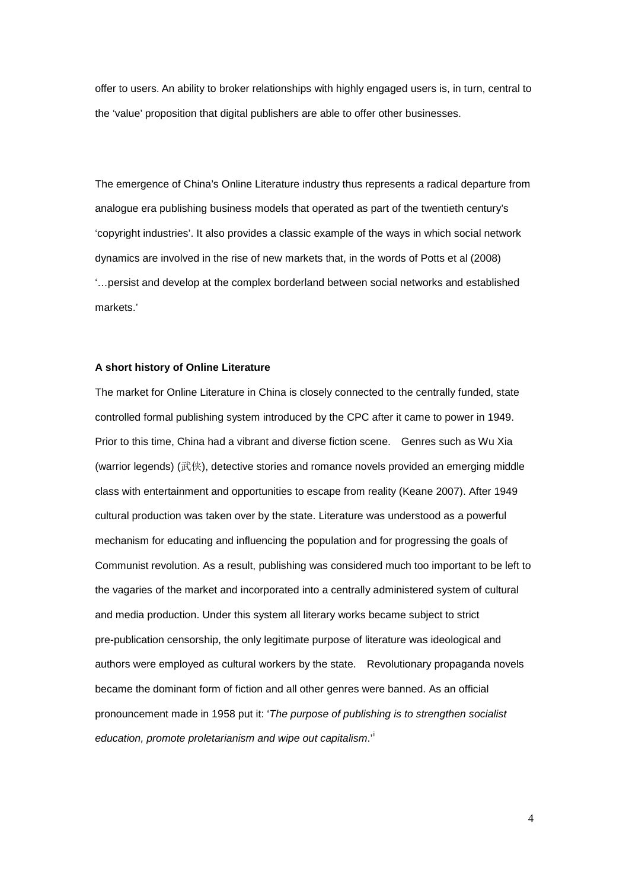offer to users. An ability to broker relationships with highly engaged users is, in turn, central to the 'value' proposition that digital publishers are able to offer other businesses.

The emergence of China's Online Literature industry thus represents a radical departure from analogue era publishing business models that operated as part of the twentieth century's 'copyright industries'. It also provides a classic example of the ways in which social network dynamics are involved in the rise of new markets that, in the words of Potts et al (2008) '…persist and develop at the complex borderland between social networks and established markets.'

**A short history of Online Literature**

The market for Online Literature in China is closely connected to the centrally funded, state controlled formal publishing system introduced by the CPC after it came to power in 1949. Prior to this time, China had a vibrant and diverse fiction scene. Genres such as Wu Xia (warrior legends) (武侠), detective stories and romance novels provided an emerging middle class with entertainment and opportunities to escape from reality (Keane 2007). After 1949 cultural production was taken over by the state. Literature was understood as a powerful mechanism for educating and influencing the population and for progressing the goals of Communist revolution. As a result, publishing was considered much too important to be left to the vagaries of the market and incorporated into a centrally administered system of cultural and media production. Under this system all literary works became subject to strict pre-publication censorship, the only legitimate purpose of literature was ideological and authors were employed as cultural workers by the state. Revolutionary propaganda novels became the dominant form of fiction and all other genres were banned. As an official pronouncement made in 1958 put it: '*The purpose of publishing is to strengthen socialist education, promote proletarianism and wipe out capitalism*.'[i]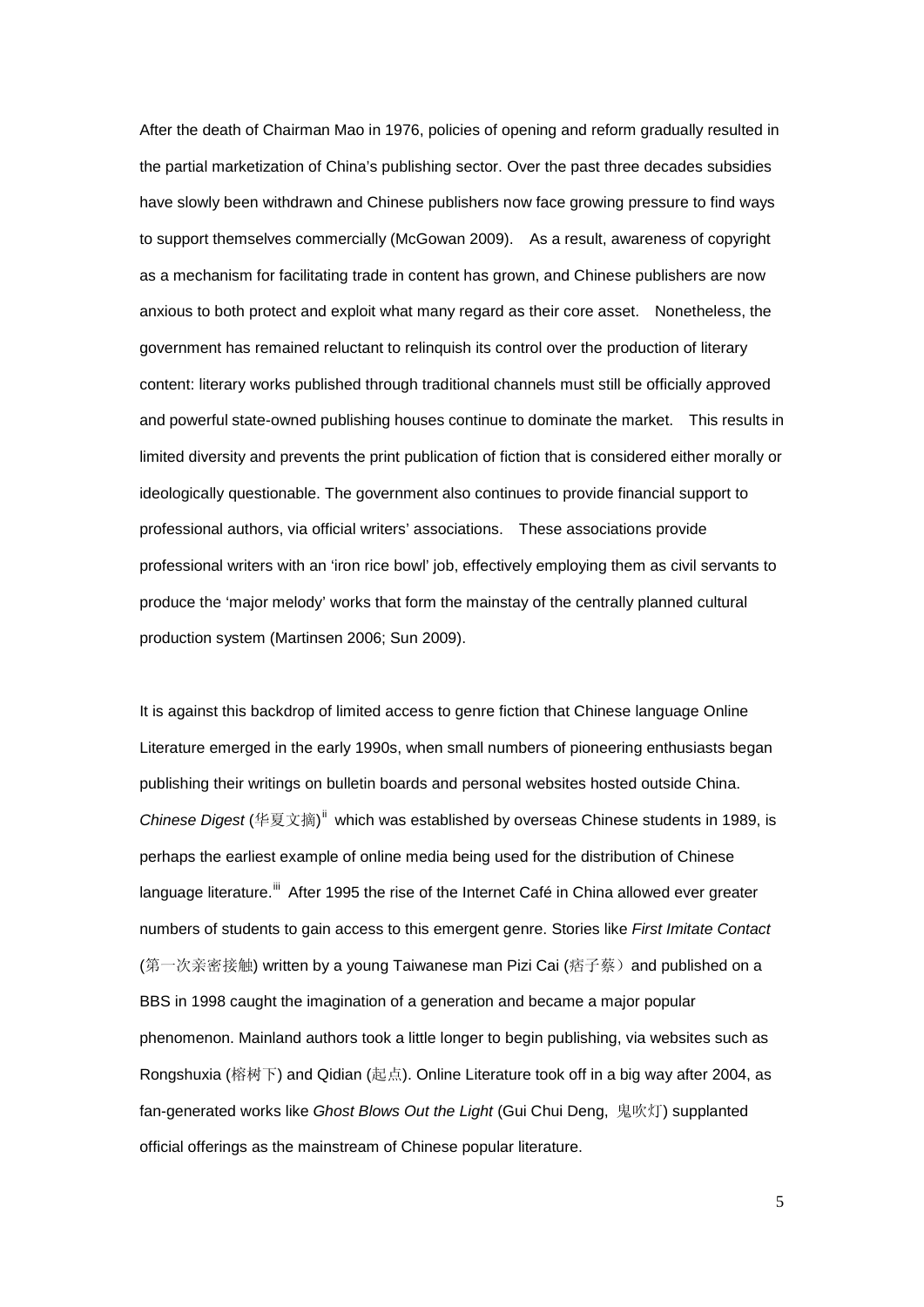After the death of Chairman Mao in 1976, policies of opening and reform gradually resulted in the partial marketization of China's publishing sector. Over the past three decades subsidies have slowly been withdrawn and Chinese publishers now face growing pressure to find ways to support themselves commercially (McGowan 2009). As a result, awareness of copyright as a mechanism for facilitating trade in content has grown, and Chinese publishers are now anxious to both protect and exploit what many regard as their core asset. Nonetheless, the government has remained reluctant to relinquish its control over the production of literary content: literary works published through traditional channels must still be officially approved and powerful state-owned publishing houses continue to dominate the market. This results in limited diversity and prevents the print publication of fiction that is considered either morally or ideologically questionable. The government also continues to provide financial support to professional authors, via official writers' associations. These associations provide professional writers with an 'iron rice bowl' job, effectively employing them as civil servants to produce the 'major melody' works that form the mainstay of the centrally planned cultural production system (Martinsen 2006; Sun 2009).

It is against this backdrop of limited access to genre fiction that Chinese language Online Literature emerged in the early 1990s, when small numbers of pioneering enthusiasts began publishing their writings on bulletin boards and personal websites hosted outside China. *Chinese Digest* (华夏文摘)[ii] which was established by overseas Chinese students in 1989, is perhaps the earliest example of online media being used for the distribution of Chinese language literature.[iii] After 1995 the rise of the Internet Café in China allowed ever greater numbers of students to gain access to this emergent genre. Stories like *First Imitate Contact* (第一次亲密接触) written by a young Taiwanese man Pizi Cai (痞子蔡) and published on a BBS in 1998 caught the imagination of a generation and became a major popular phenomenon. Mainland authors took a little longer to begin publishing, via websites such as Rongshuxia (榕树下) and Qidian (起点). Online Literature took off in a big way after 2004, as fan-generated works like *Ghost Blows Out the Light* (Gui Chui Deng, 鬼吹灯) supplanted official offerings as the mainstream of Chinese popular literature.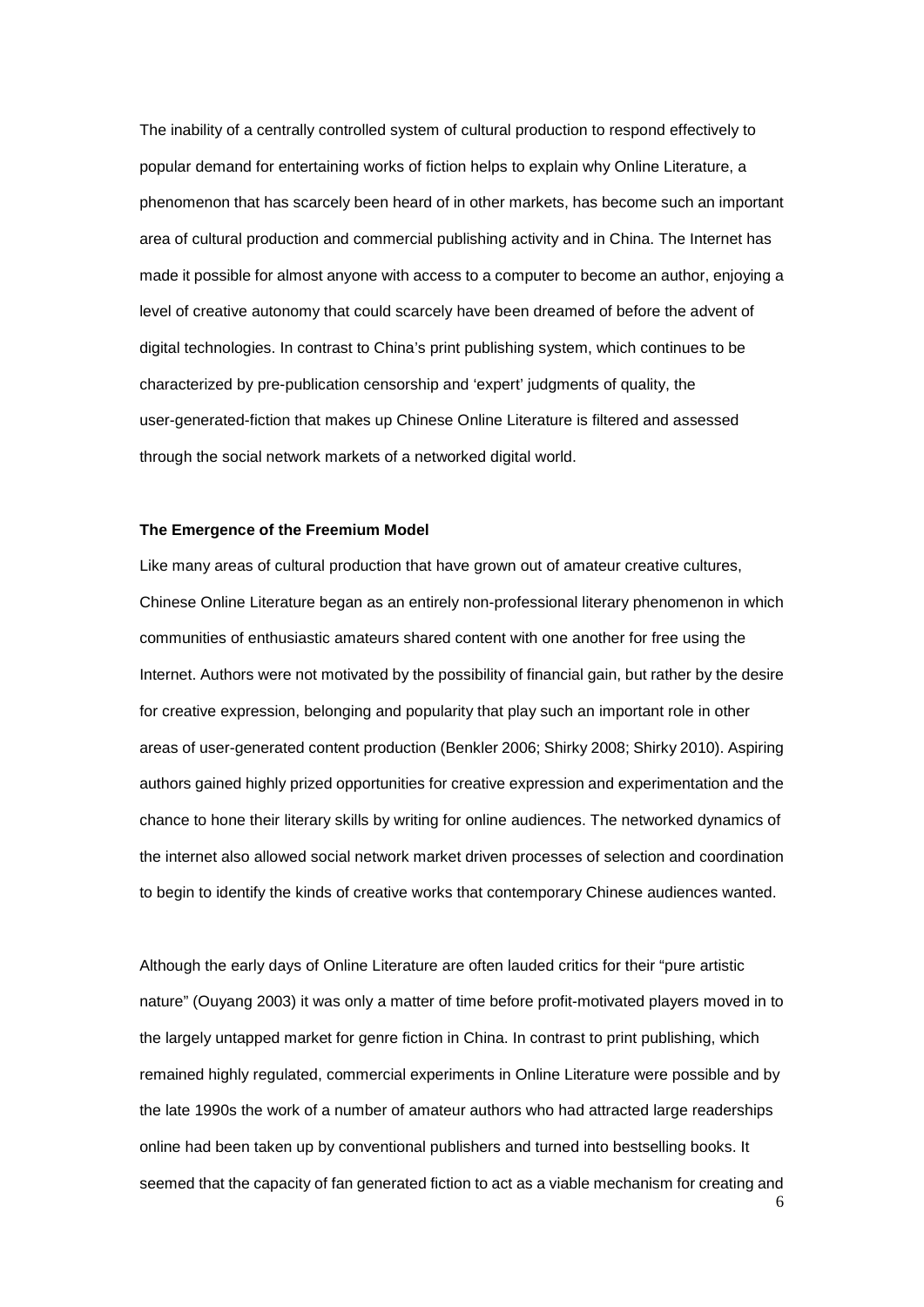The inability of a centrally controlled system of cultural production to respond effectively to popular demand for entertaining works of fiction helps to explain why Online Literature, a phenomenon that has scarcely been heard of in other markets, has become such an important area of cultural production and commercial publishing activity and in China. The Internet has made it possible for almost anyone with access to a computer to become an author, enjoying a level of creative autonomy that could scarcely have been dreamed of before the advent of digital technologies. In contrast to China's print publishing system, which continues to be characterized by pre-publication censorship and 'expert' judgments of quality, the user-generated-fiction that makes up Chinese Online Literature is filtered and assessed through the social network markets of a networked digital world.

**The Emergence of the Freemium Model**

Like many areas of cultural production that have grown out of amateur creative cultures, Chinese Online Literature began as an entirely non-professional literary phenomenon in which communities of enthusiastic amateurs shared content with one another for free using the Internet. Authors were not motivated by the possibility of financial gain, but rather by the desire for creative expression, belonging and popularity that play such an important role in other areas of user-generated content production (Benkler 2006; Shirky 2008; Shirky 2010). Aspiring authors gained highly prized opportunities for creative expression and experimentation and the chance to hone their literary skills by writing for online audiences. The networked dynamics of the internet also allowed social network market driven processes of selection and coordination to begin to identify the kinds of creative works that contemporary Chinese audiences wanted.

Although the early days of Online Literature are often lauded critics for their "pure artistic nature" (Ouyang 2003) it was only a matter of time before profit-motivated players moved in to the largely untapped market for genre fiction in China. In contrast to print publishing, which remained highly regulated, commercial experiments in Online Literature were possible and by the late 1990s the work of a number of amateur authors who had attracted large readerships online had been taken up by conventional publishers and turned into bestselling books. It seemed that the capacity of fan generated fiction to act as a viable mechanism for creating and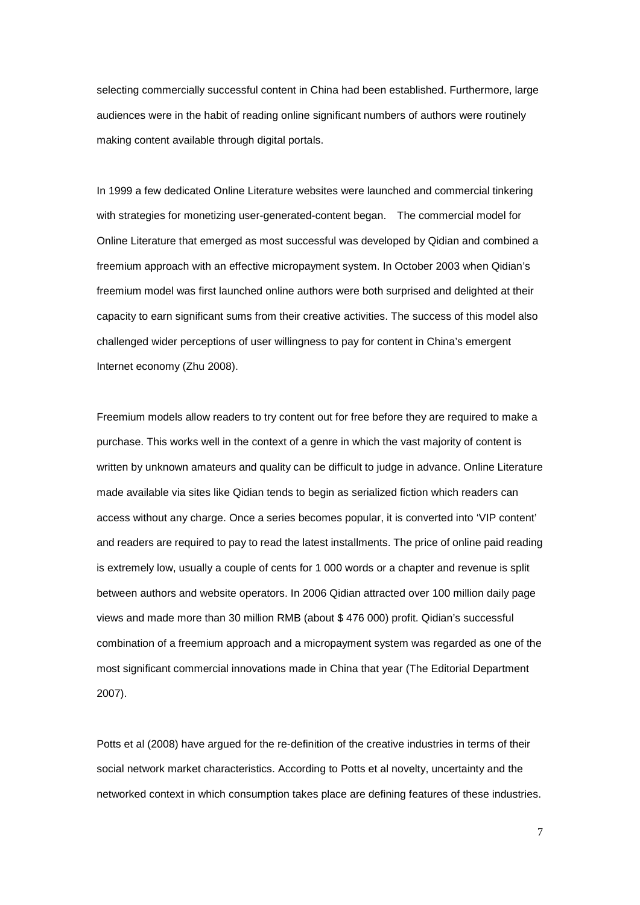selecting commercially successful content in China had been established. Furthermore, large audiences were in the habit of reading online significant numbers of authors were routinely making content available through digital portals.

In 1999 a few dedicated Online Literature websites were launched and commercial tinkering with strategies for monetizing user-generated-content began. The commercial model for Online Literature that emerged as most successful was developed by Qidian and combined a freemium approach with an effective micropayment system. In October 2003 when Qidian's freemium model was first launched online authors were both surprised and delighted at their capacity to earn significant sums from their creative activities. The success of this model also challenged wider perceptions of user willingness to pay for content in China's emergent Internet economy (Zhu 2008).

Freemium models allow readers to try content out for free before they are required to make a purchase. This works well in the context of a genre in which the vast majority of content is written by unknown amateurs and quality can be difficult to judge in advance. Online Literature made available via sites like Qidian tends to begin as serialized fiction which readers can access without any charge. Once a series becomes popular, it is converted into 'VIP content' and readers are required to pay to read the latest installments. The price of online paid reading is extremely low, usually a couple of cents for 1 000 words or a chapter and revenue is split between authors and website operators. In 2006 Qidian attracted over 100 million daily page views and made more than 30 million RMB (about $ 476 000) profit. Qidian's successful combination of a freemium approach and a micropayment system was regarded as one of the most significant commercial innovations made in China that year (The Editorial Department 2007).

Potts et al (2008) have argued for the re-definition of the creative industries in terms of their social network market characteristics. According to Potts et al novelty, uncertainty and the networked context in which consumption takes place are defining features of these industries.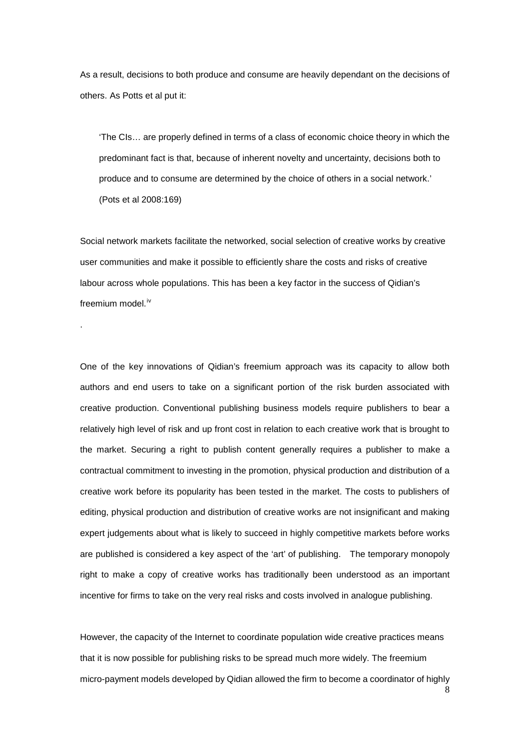As a result, decisions to both produce and consume are heavily dependant on the decisions of others. As Potts et al put it:

> 'The CIs… are properly defined in terms of a class of economic choice theory in which the predominant fact is that, because of inherent novelty and uncertainty, decisions both to produce and to consume are determined by the choice of others in a social network.' (Pots et al 2008:169)

Social network markets facilitate the networked, social selection of creative works by creative user communities and make it possible to efficiently share the costs and risks of creative labour across whole populations. This has been a key factor in the success of Qidian's freemium model.[iv]

.

One of the key innovations of Qidian's freemium approach was its capacity to allow both authors and end users to take on a significant portion of the risk burden associated with creative production. Conventional publishing business models require publishers to bear a relatively high level of risk and up front cost in relation to each creative work that is brought to the market. Securing a right to publish content generally requires a publisher to make a contractual commitment to investing in the promotion, physical production and distribution of a creative work before its popularity has been tested in the market. The costs to publishers of editing, physical production and distribution of creative works are not insignificant and making expert judgements about what is likely to succeed in highly competitive markets before works are published is considered a key aspect of the 'art' of publishing. The temporary monopoly right to make a copy of creative works has traditionally been understood as an important incentive for firms to take on the very real risks and costs involved in analogue publishing.

However, the capacity of the Internet to coordinate population wide creative practices means that it is now possible for publishing risks to be spread much more widely. The freemium micro-payment models developed by Qidian allowed the firm to become a coordinator of highly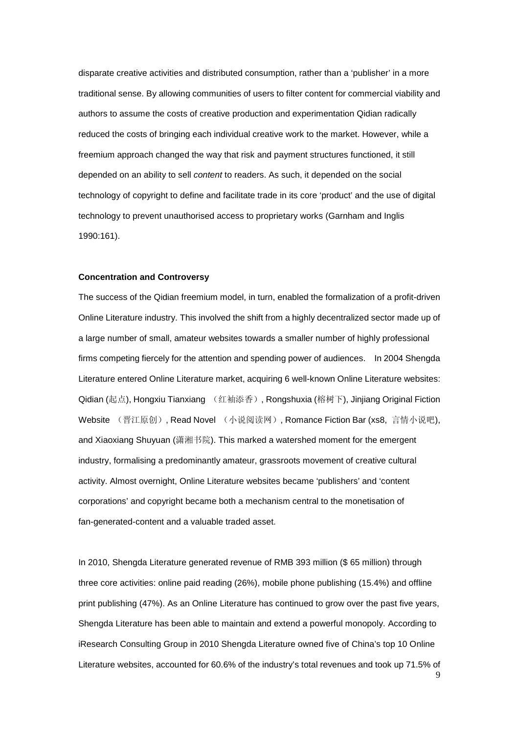disparate creative activities and distributed consumption, rather than a 'publisher' in a more traditional sense. By allowing communities of users to filter content for commercial viability and authors to assume the costs of creative production and experimentation Qidian radically reduced the costs of bringing each individual creative work to the market. However, while a freemium approach changed the way that risk and payment structures functioned, it still depended on an ability to sell *content* to readers. As such, it depended on the social technology of copyright to define and facilitate trade in its core 'product' and the use of digital technology to prevent unauthorised access to proprietary works (Garnham and Inglis 1990:161).

**Concentration and Controversy**

The success of the Qidian freemium model, in turn, enabled the formalization of a profit-driven Online Literature industry. This involved the shift from a highly decentralized sector made up of a large number of small, amateur websites towards a smaller number of highly professional firms competing fiercely for the attention and spending power of audiences. In 2004 Shengda Literature entered Online Literature market, acquiring 6 well-known Online Literature websites: Qidian (起点), Hongxiu Tianxiang （红袖添香）, Rongshuxia (榕树下), Jinjiang Original Fiction Website （晋江原创）, Read Novel （小说阅读网）, Romance Fiction Bar (xs8, 言情小说吧), and Xiaoxiang Shuyuan (潇湘书院). This marked a watershed moment for the emergent industry, formalising a predominantly amateur, grassroots movement of creative cultural activity. Almost overnight, Online Literature websites became 'publishers' and 'content corporations' and copyright became both a mechanism central to the monetisation of fan-generated-content and a valuable traded asset.

In 2010, Shengda Literature generated revenue of RMB 393 million ($ 65 million) through three core activities: online paid reading (26%), mobile phone publishing (15.4%) and offline print publishing (47%). As an Online Literature has continued to grow over the past five years, Shengda Literature has been able to maintain and extend a powerful monopoly. According to iResearch Consulting Group in 2010 Shengda Literature owned five of China's top 10 Online Literature websites, accounted for 60.6% of the industry's total revenues and took up 71.5% of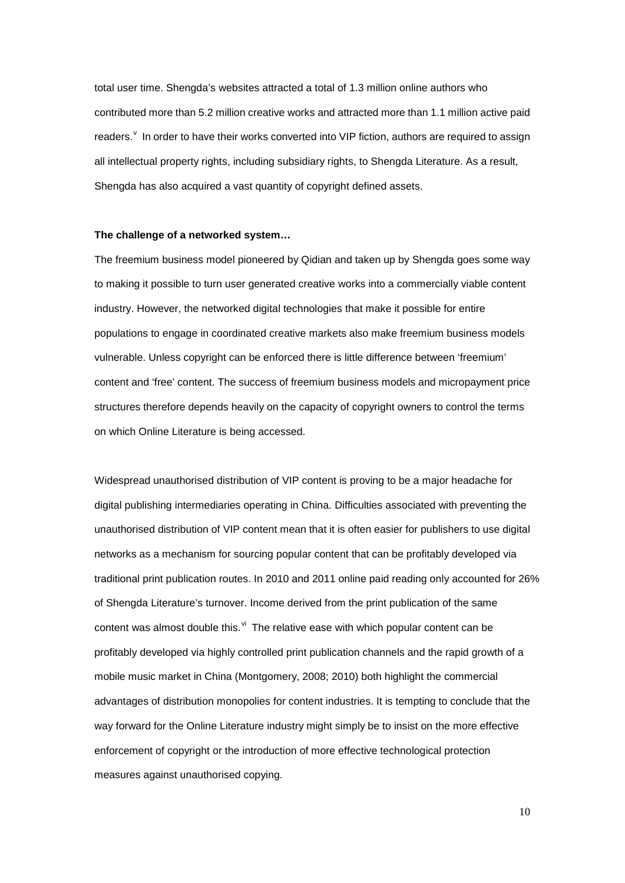total user time. Shengda's websites attracted a total of 1.3 million online authors who contributed more than 5.2 million creative works and attracted more than 1.1 million active paid readers.[v] In order to have their works converted into VIP fiction, authors are required to assign all intellectual property rights, including subsidiary rights, to Shengda Literature. As a result, Shengda has also acquired a vast quantity of copyright defined assets.

**The challenge of a networked system…**

The freemium business model pioneered by Qidian and taken up by Shengda goes some way to making it possible to turn user generated creative works into a commercially viable content industry. However, the networked digital technologies that make it possible for entire populations to engage in coordinated creative markets also make freemium business models vulnerable. Unless copyright can be enforced there is little difference between 'freemium' content and 'free' content. The success of freemium business models and micropayment price structures therefore depends heavily on the capacity of copyright owners to control the terms on which Online Literature is being accessed.

Widespread unauthorised distribution of VIP content is proving to be a major headache for digital publishing intermediaries operating in China. Difficulties associated with preventing the unauthorised distribution of VIP content mean that it is often easier for publishers to use digital networks as a mechanism for sourcing popular content that can be profitably developed via traditional print publication routes. In 2010 and 2011 online paid reading only accounted for 26% of Shengda Literature's turnover. Income derived from the print publication of the same content was almost double this.[vi] The relative ease with which popular content can be profitably developed via highly controlled print publication channels and the rapid growth of a mobile music market in China (Montgomery, 2008; 2010) both highlight the commercial advantages of distribution monopolies for content industries. It is tempting to conclude that the way forward for the Online Literature industry might simply be to insist on the more effective enforcement of copyright or the introduction of more effective technological protection measures against unauthorised copying.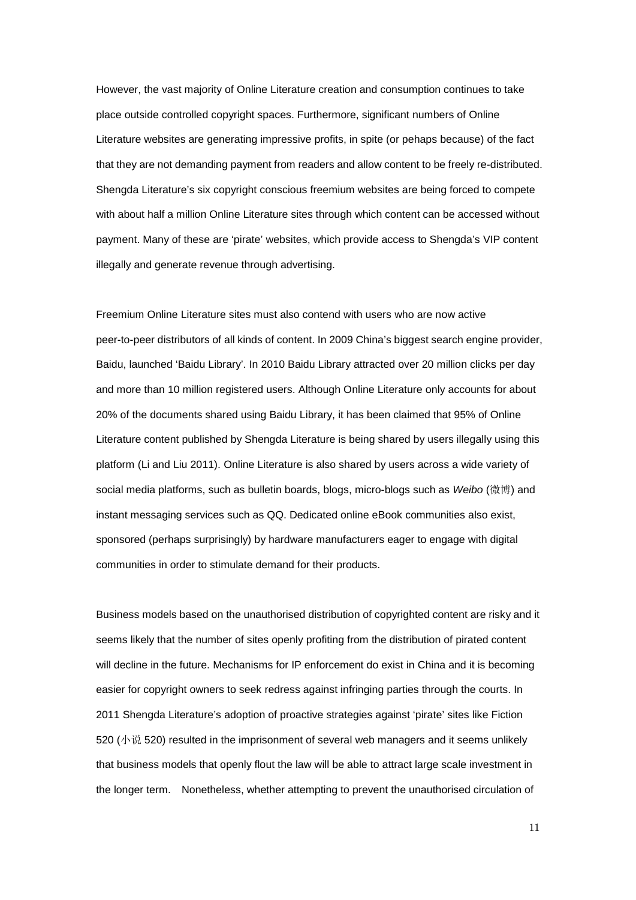However, the vast majority of Online Literature creation and consumption continues to take place outside controlled copyright spaces. Furthermore, significant numbers of Online Literature websites are generating impressive profits, in spite (or pehaps because) of the fact that they are not demanding payment from readers and allow content to be freely re-distributed. Shengda Literature's six copyright conscious freemium websites are being forced to compete with about half a million Online Literature sites through which content can be accessed without payment. Many of these are 'pirate' websites, which provide access to Shengda's VIP content illegally and generate revenue through advertising.

Freemium Online Literature sites must also contend with users who are now active peer-to-peer distributors of all kinds of content. In 2009 China's biggest search engine provider, Baidu, launched 'Baidu Library'. In 2010 Baidu Library attracted over 20 million clicks per day and more than 10 million registered users. Although Online Literature only accounts for about 20% of the documents shared using Baidu Library, it has been claimed that 95% of Online Literature content published by Shengda Literature is being shared by users illegally using this platform (Li and Liu 2011). Online Literature is also shared by users across a wide variety of social media platforms, such as bulletin boards, blogs, micro-blogs such as *Weibo* (微博) and instant messaging services such as QQ. Dedicated online eBook communities also exist, sponsored (perhaps surprisingly) by hardware manufacturers eager to engage with digital communities in order to stimulate demand for their products.

Business models based on the unauthorised distribution of copyrighted content are risky and it seems likely that the number of sites openly profiting from the distribution of pirated content will decline in the future. Mechanisms for IP enforcement do exist in China and it is becoming easier for copyright owners to seek redress against infringing parties through the courts. In 2011 Shengda Literature's adoption of proactive strategies against 'pirate' sites like Fiction 520 (小说 520) resulted in the imprisonment of several web managers and it seems unlikely that business models that openly flout the law will be able to attract large scale investment in the longer term. Nonetheless, whether attempting to prevent the unauthorised circulation of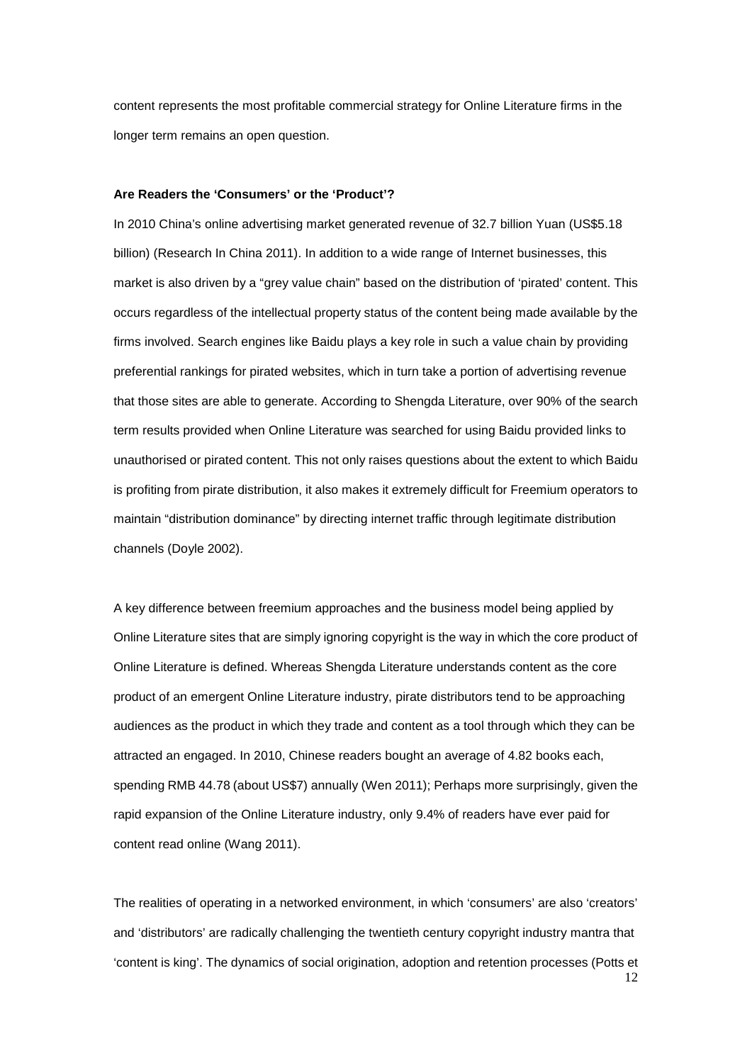content represents the most profitable commercial strategy for Online Literature firms in the longer term remains an open question.

### Are Readers the 'Consumers' or the 'Product'?

In 2010 China's online advertising market generated revenue of 32.7 billion Yuan (US$5.18 billion) (Research In China 2011). In addition to a wide range of Internet businesses, this market is also driven by a "grey value chain" based on the distribution of 'pirated' content. This occurs regardless of the intellectual property status of the content being made available by the firms involved. Search engines like Baidu plays a key role in such a value chain by providing preferential rankings for pirated websites, which in turn take a portion of advertising revenue that those sites are able to generate. According to Shengda Literature, over 90% of the search term results provided when Online Literature was searched for using Baidu provided links to unauthorised or pirated content. This not only raises questions about the extent to which Baidu is profiting from pirate distribution, it also makes it extremely difficult for Freemium operators to maintain "distribution dominance" by directing internet traffic through legitimate distribution channels (Doyle 2002).

A key difference between freemium approaches and the business model being applied by Online Literature sites that are simply ignoring copyright is the way in which the core product of Online Literature is defined. Whereas Shengda Literature understands content as the core product of an emergent Online Literature industry, pirate distributors tend to be approaching audiences as the product in which they trade and content as a tool through which they can be attracted an engaged. In 2010, Chinese readers bought an average of 4.82 books each, spending RMB 44.78 (about US$7) annually (Wen 2011); Perhaps more surprisingly, given the rapid expansion of the Online Literature industry, only 9.4% of readers have ever paid for content read online (Wang 2011).

The realities of operating in a networked environment, in which 'consumers' are also 'creators' and 'distributors' are radically challenging the twentieth century copyright industry mantra that 'content is king'. The dynamics of social origination, adoption and retention processes (Potts et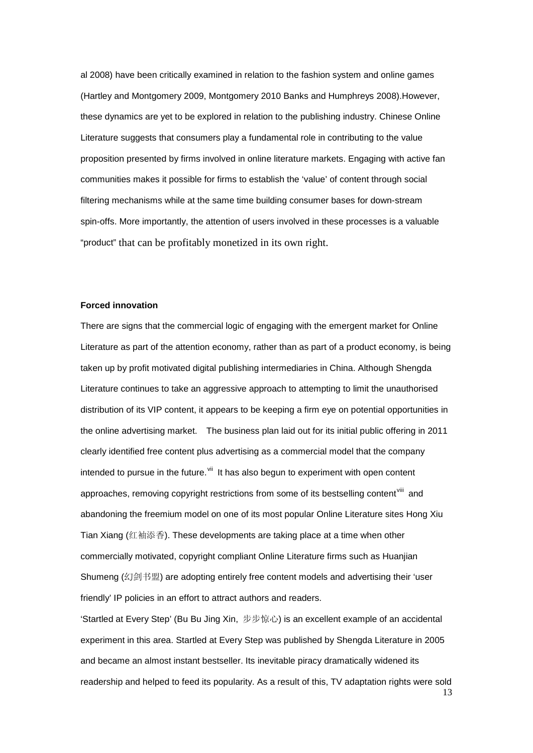al 2008) have been critically examined in relation to the fashion system and online games (Hartley and Montgomery 2009, Montgomery 2010 Banks and Humphreys 2008).However, these dynamics are yet to be explored in relation to the publishing industry. Chinese Online Literature suggests that consumers play a fundamental role in contributing to the value proposition presented by firms involved in online literature markets. Engaging with active fan communities makes it possible for firms to establish the 'value' of content through social filtering mechanisms while at the same time building consumer bases for down-stream spin-offs. More importantly, the attention of users involved in these processes is a valuable "product" that can be profitably monetized in its own right.

**Forced innovation**

There are signs that the commercial logic of engaging with the emergent market for Online Literature as part of the attention economy, rather than as part of a product economy, is being taken up by profit motivated digital publishing intermediaries in China. Although Shengda Literature continues to take an aggressive approach to attempting to limit the unauthorised distribution of its VIP content, it appears to be keeping a firm eye on potential opportunities in the online advertising market. The business plan laid out for its initial public offering in 2011 clearly identified free content plus advertising as a commercial model that the company intended to pursue in the future.[vii] It has also begun to experiment with open content approaches, removing copyright restrictions from some of its bestselling content[viii] and abandoning the freemium model on one of its most popular Online Literature sites Hong Xiu Tian Xiang (红袖添香). These developments are taking place at a time when other commercially motivated, copyright compliant Online Literature firms such as Huanjian Shumeng (幻剑书盟) are adopting entirely free content models and advertising their 'user friendly' IP policies in an effort to attract authors and readers.

'Startled at Every Step' (Bu Bu Jing Xin, 步步惊心) is an excellent example of an accidental experiment in this area. Startled at Every Step was published by Shengda Literature in 2005 and became an almost instant bestseller. Its inevitable piracy dramatically widened its readership and helped to feed its popularity. As a result of this, TV adaptation rights were sold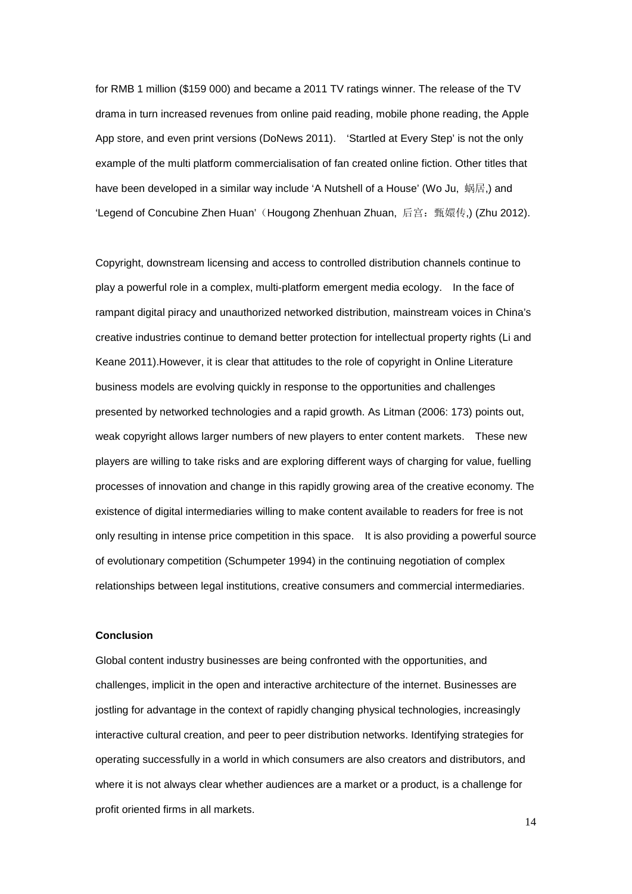for RMB 1 million ($159 000) and became a 2011 TV ratings winner. The release of the TV drama in turn increased revenues from online paid reading, mobile phone reading, the Apple App store, and even print versions (DoNews 2011). 'Startled at Every Step' is not the only example of the multi platform commercialisation of fan created online fiction. Other titles that have been developed in a similar way include 'A Nutshell of a House' (Wo Ju, 蜗居,) and 'Legend of Concubine Zhen Huan'（Hougong Zhenhuan Zhuan, 后宫：甄嬛传,) (Zhu 2012).

Copyright, downstream licensing and access to controlled distribution channels continue to play a powerful role in a complex, multi-platform emergent media ecology. In the face of rampant digital piracy and unauthorized networked distribution, mainstream voices in China's creative industries continue to demand better protection for intellectual property rights (Li and Keane 2011).However, it is clear that attitudes to the role of copyright in Online Literature business models are evolving quickly in response to the opportunities and challenges presented by networked technologies and a rapid growth. As Litman (2006: 173) points out, weak copyright allows larger numbers of new players to enter content markets. These new players are willing to take risks and are exploring different ways of charging for value, fuelling processes of innovation and change in this rapidly growing area of the creative economy. The existence of digital intermediaries willing to make content available to readers for free is not only resulting in intense price competition in this space. It is also providing a powerful source of evolutionary competition (Schumpeter 1994) in the continuing negotiation of complex relationships between legal institutions, creative consumers and commercial intermediaries.

**Conclusion**

Global content industry businesses are being confronted with the opportunities, and challenges, implicit in the open and interactive architecture of the internet. Businesses are jostling for advantage in the context of rapidly changing physical technologies, increasingly interactive cultural creation, and peer to peer distribution networks. Identifying strategies for operating successfully in a world in which consumers are also creators and distributors, and where it is not always clear whether audiences are a market or a product, is a challenge for profit oriented firms in all markets.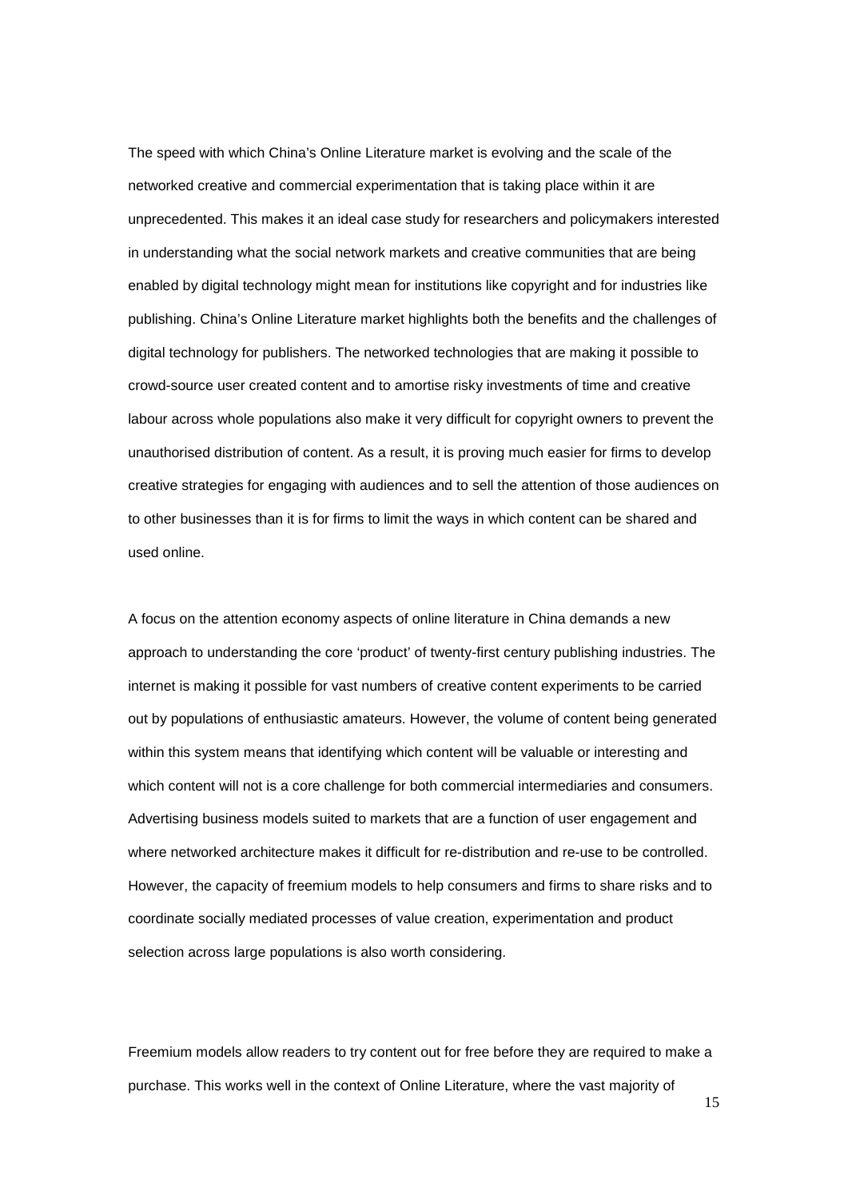The speed with which China's Online Literature market is evolving and the scale of the networked creative and commercial experimentation that is taking place within it are unprecedented. This makes it an ideal case study for researchers and policymakers interested in understanding what the social network markets and creative communities that are being enabled by digital technology might mean for institutions like copyright and for industries like publishing. China's Online Literature market highlights both the benefits and the challenges of digital technology for publishers. The networked technologies that are making it possible to crowd-source user created content and to amortise risky investments of time and creative labour across whole populations also make it very difficult for copyright owners to prevent the unauthorised distribution of content. As a result, it is proving much easier for firms to develop creative strategies for engaging with audiences and to sell the attention of those audiences on to other businesses than it is for firms to limit the ways in which content can be shared and used online.

A focus on the attention economy aspects of online literature in China demands a new approach to understanding the core 'product' of twenty-first century publishing industries. The internet is making it possible for vast numbers of creative content experiments to be carried out by populations of enthusiastic amateurs. However, the volume of content being generated within this system means that identifying which content will be valuable or interesting and which content will not is a core challenge for both commercial intermediaries and consumers. Advertising business models suited to markets that are a function of user engagement and where networked architecture makes it difficult for re-distribution and re-use to be controlled. However, the capacity of freemium models to help consumers and firms to share risks and to coordinate socially mediated processes of value creation, experimentation and product selection across large populations is also worth considering.

Freemium models allow readers to try content out for free before they are required to make a purchase. This works well in the context of Online Literature, where the vast majority of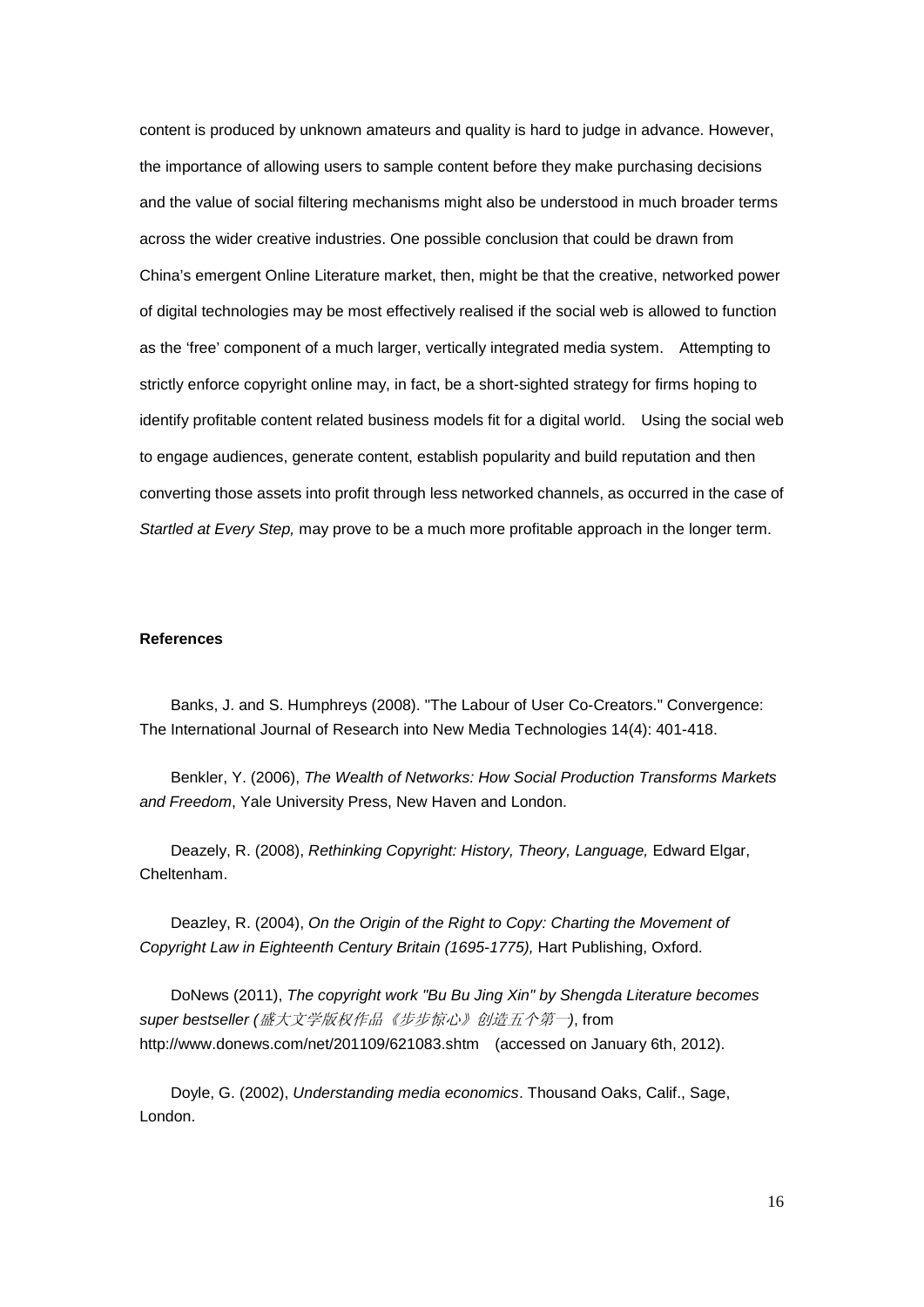content is produced by unknown amateurs and quality is hard to judge in advance. However, the importance of allowing users to sample content before they make purchasing decisions and the value of social filtering mechanisms might also be understood in much broader terms across the wider creative industries. One possible conclusion that could be drawn from China's emergent Online Literature market, then, might be that the creative, networked power of digital technologies may be most effectively realised if the social web is allowed to function as the 'free' component of a much larger, vertically integrated media system. Attempting to strictly enforce copyright online may, in fact, be a short-sighted strategy for firms hoping to identify profitable content related business models fit for a digital world. Using the social web to engage audiences, generate content, establish popularity and build reputation and then converting those assets into profit through less networked channels, as occurred in the case of *Startled at Every Step,* may prove to be a much more profitable approach in the longer term.

**References**

Banks, J. and S. Humphreys (2008). "The Labour of User Co-Creators." Convergence: The International Journal of Research into New Media Technologies 14(4): 401-418.

Benkler, Y. (2006), *The Wealth of Networks: How Social Production Transforms Markets and Freedom*, Yale University Press, New Haven and London.

Deazely, R. (2008), *Rethinking Copyright: History, Theory, Language,* Edward Elgar, Cheltenham.

Deazley, R. (2004), *On the Origin of the Right to Copy: Charting the Movement of Copyright Law in Eighteenth Century Britain (1695-1775),* Hart Publishing, Oxford.

DoNews (2011), *The copyright work "Bu Bu Jing Xin" by Shengda Literature becomes super bestseller (盛大文学版权作品《步步惊心》创造五个第一)*, from http://www.donews.com/net/201109/621083.shtm (accessed on January 6th, 2012).

Doyle, G. (2002), *Understanding media economics*. Thousand Oaks, Calif., Sage, London.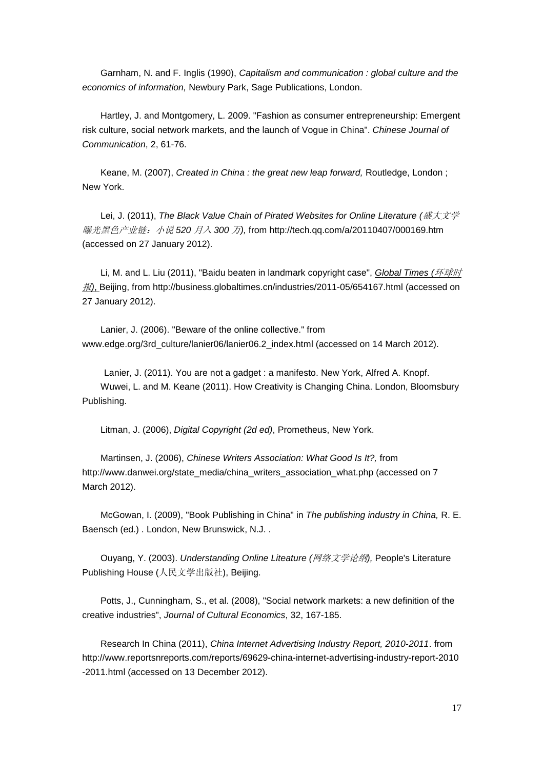Garnham, N. and F. Inglis (1990), *Capitalism and communication : global culture and the economics of information,* Newbury Park, Sage Publications, London.

Hartley, J. and Montgomery, L. 2009. "Fashion as consumer entrepreneurship: Emergent risk culture, social network markets, and the launch of Vogue in China". *Chinese Journal of Communication*, 2, 61-76.

Keane, M. (2007), *Created in China : the great new leap forward,* Routledge, London ; New York.

Lei, J. (2011), *The Black Value Chain of Pirated Websites for Online Literature (盛大文学曝光黑色产业链：小说 520 月入 300 万),* from http://tech.qq.com/a/20110407/000169.htm (accessed on 27 January 2012).

Li, M. and L. Liu (2011), "Baidu beaten in landmark copyright case", *Global Times (环球时报),* Beijing, from http://business.globaltimes.cn/industries/2011-05/654167.html (accessed on 27 January 2012).

Lanier, J. (2006). "Beware of the online collective." from www.edge.org/3rd_culture/lanier06/lanier06.2_index.html (accessed on 14 March 2012).

Lanier, J. (2011). You are not a gadget : a manifesto. New York, Alfred A. Knopf.

Wuwei, L. and M. Keane (2011). How Creativity is Changing China. London, Bloomsbury Publishing.

Litman, J. (2006), *Digital Copyright (2d ed)*, Prometheus, New York.

Martinsen, J. (2006), *Chinese Writers Association: What Good Is It?,* from http://www.danwei.org/state_media/china_writers_association_what.php (accessed on 7 March 2012).

McGowan, I. (2009), "Book Publishing in China" in *The publishing industry in China,* R. E. Baensch (ed.) . London, New Brunswick, N.J. .

Ouyang, Y. (2003). *Understanding Online Liteature (网络文学论纲),* People's Literature Publishing House (人民文学出版社), Beijing.

Potts, J., Cunningham, S., et al. (2008), "Social network markets: a new definition of the creative industries", *Journal of Cultural Economics*, 32, 167-185.

Research In China (2011), *China Internet Advertising Industry Report, 2010-2011*. from http://www.reportsnreports.com/reports/69629-china-internet-advertising-industry-report-2010-2011.html (accessed on 13 December 2012).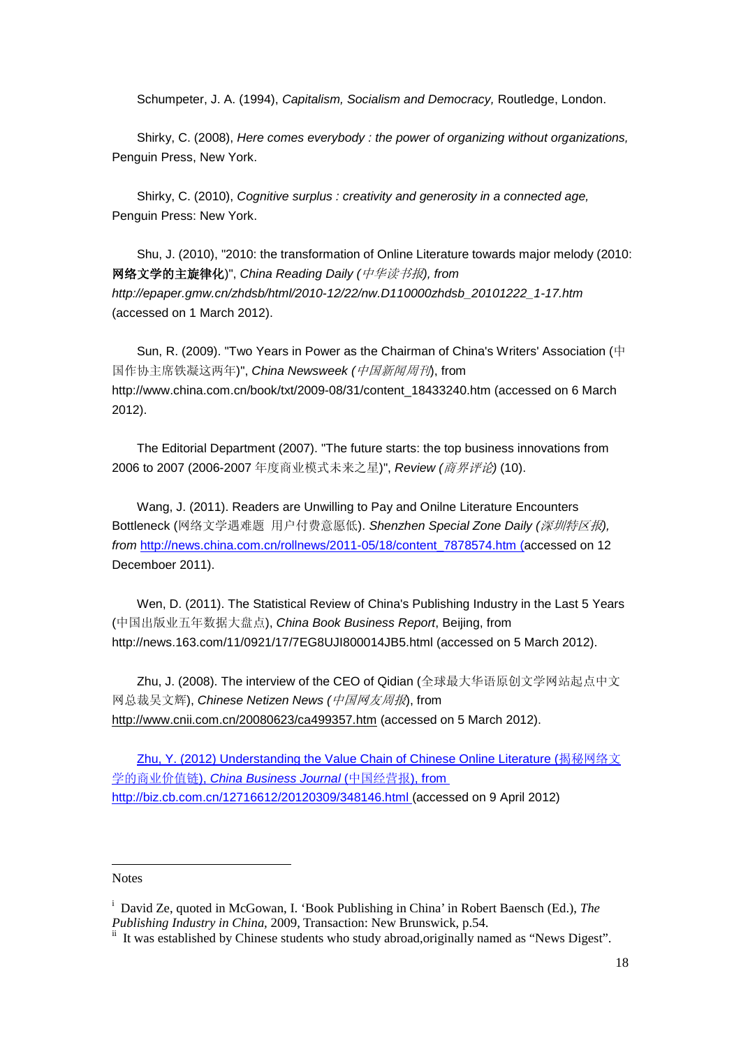Schumpeter, J. A. (1994), *Capitalism, Socialism and Democracy,* Routledge, London.

Shirky, C. (2008), *Here comes everybody : the power of organizing without organizations,* Penguin Press, New York.

Shirky, C. (2010), *Cognitive surplus : creativity and generosity in a connected age,* Penguin Press: New York.

Shu, J. (2010), "2010: the transformation of Online Literature towards major melody (2010: **网络文学的主旋律化**)", *China Reading Daily (中华读书报), from http://epaper.gmw.cn/zhdsb/html/2010-12/22/nw.D110000zhdsb_20101222_1-17.htm* (accessed on 1 March 2012).

Sun, R. (2009). "Two Years in Power as the Chairman of China's Writers' Association (中国作协主席铁凝这两年)", *China Newsweek (中国新闻周刊*), from http://www.china.com.cn/book/txt/2009-08/31/content_18433240.htm (accessed on 6 March 2012).

The Editorial Department (2007). "The future starts: the top business innovations from 2006 to 2007 (2006-2007 年度商业模式未来之星)", *Review (商界评论)* (10).

Wang, J. (2011). Readers are Unwilling to Pay and Onilne Literature Encounters Bottleneck (网络文学遇难题 用户付费意愿低). *Shenzhen Special Zone Daily (深圳特区报), from* http://news.china.com.cn/rollnews/2011-05/18/content_7878574.htm (accessed on 12 Decemboer 2011).

Wen, D. (2011). The Statistical Review of China's Publishing Industry in the Last 5 Years (中国出版业五年数据大盘点), *China Book Business Report*, Beijing, from http://news.163.com/11/0921/17/7EG8UJI800014JB5.html (accessed on 5 March 2012).

Zhu, J. (2008). The interview of the CEO of Qidian (全球最大华语原创文学网站起点中文网总裁吴文辉), *Chinese Netizen News (中国网友周报*), from http://www.cnii.com.cn/20080623/ca499357.htm (accessed on 5 March 2012).

Zhu, Y. (2012) Understanding the Value Chain of Chinese Online Literature (揭秘网络文学的商业价值链), *China Business Journal* (中国经营报), from http://biz.cb.com.cn/12716612/20120309/348146.html (accessed on 9 April 2012)

---

Notes

[i] David Ze, quoted in McGowan, I. 'Book Publishing in China' in Robert Baensch (Ed.), *The Publishing Industry in China,* 2009, Transaction: New Brunswick, p.54.

[ii] It was established by Chinese students who study abroad,originally named as "News Digest".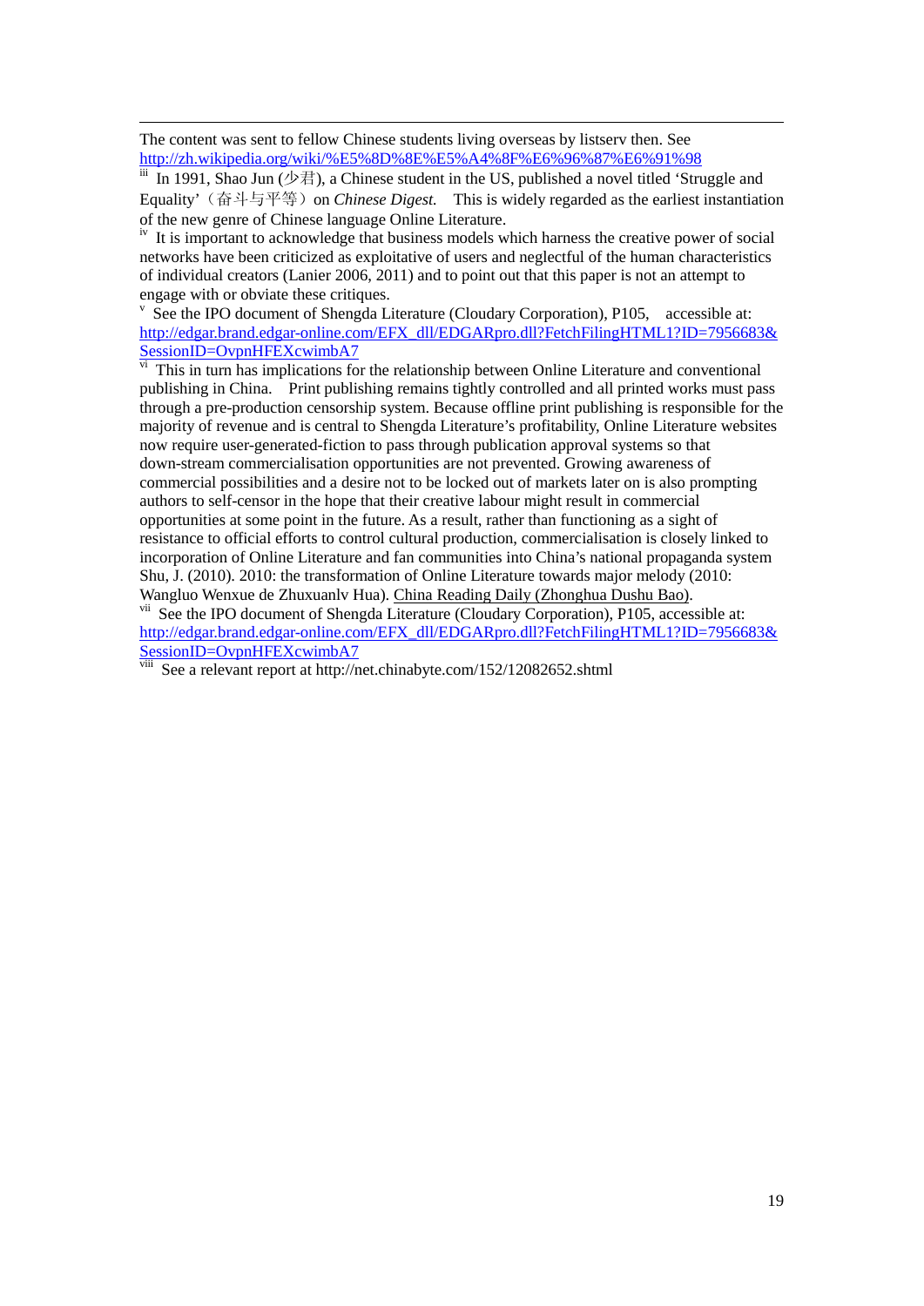The content was sent to fellow Chinese students living overseas by listserv then. See http://zh.wikipedia.org/wiki/%E5%8D%8E%E5%A4%8F%E6%96%87%E6%91%98

[iii] In 1991, Shao Jun (少君), a Chinese student in the US, published a novel titled 'Struggle and Equality'（奋斗与平等）on *Chinese Digest.* This is widely regarded as the earliest instantiation of the new genre of Chinese language Online Literature.

[iv] It is important to acknowledge that business models which harness the creative power of social networks have been criticized as exploitative of users and neglectful of the human characteristics of individual creators (Lanier 2006, 2011) and to point out that this paper is not an attempt to engage with or obviate these critiques.

[v] See the IPO document of Shengda Literature (Cloudary Corporation), P105, accessible at: http://edgar.brand.edgar-online.com/EFX_dll/EDGARpro.dll?FetchFilingHTML1?ID=7956683&SessionID=OvpnHFEXcwimbA7

[vi] This in turn has implications for the relationship between Online Literature and conventional publishing in China. Print publishing remains tightly controlled and all printed works must pass through a pre-production censorship system. Because offline print publishing is responsible for the majority of revenue and is central to Shengda Literature's profitability, Online Literature websites now require user-generated-fiction to pass through publication approval systems so that down-stream commercialisation opportunities are not prevented. Growing awareness of commercial possibilities and a desire not to be locked out of markets later on is also prompting authors to self-censor in the hope that their creative labour might result in commercial opportunities at some point in the future. As a result, rather than functioning as a sight of resistance to official efforts to control cultural production, commercialisation is closely linked to incorporation of Online Literature and fan communities into China's national propaganda system Shu, J. (2010). 2010: the transformation of Online Literature towards major melody (2010: Wangluo Wenxue de Zhuxuanlv Hua). China Reading Daily (Zhonghua Dushu Bao).

[vii] See the IPO document of Shengda Literature (Cloudary Corporation), P105, accessible at: http://edgar.brand.edgar-online.com/EFX_dll/EDGARpro.dll?FetchFilingHTML1?ID=7956683&SessionID=OvpnHFEXcwimbA7

[viii] See a relevant report at http://net.chinabyte.com/152/12082652.shtml